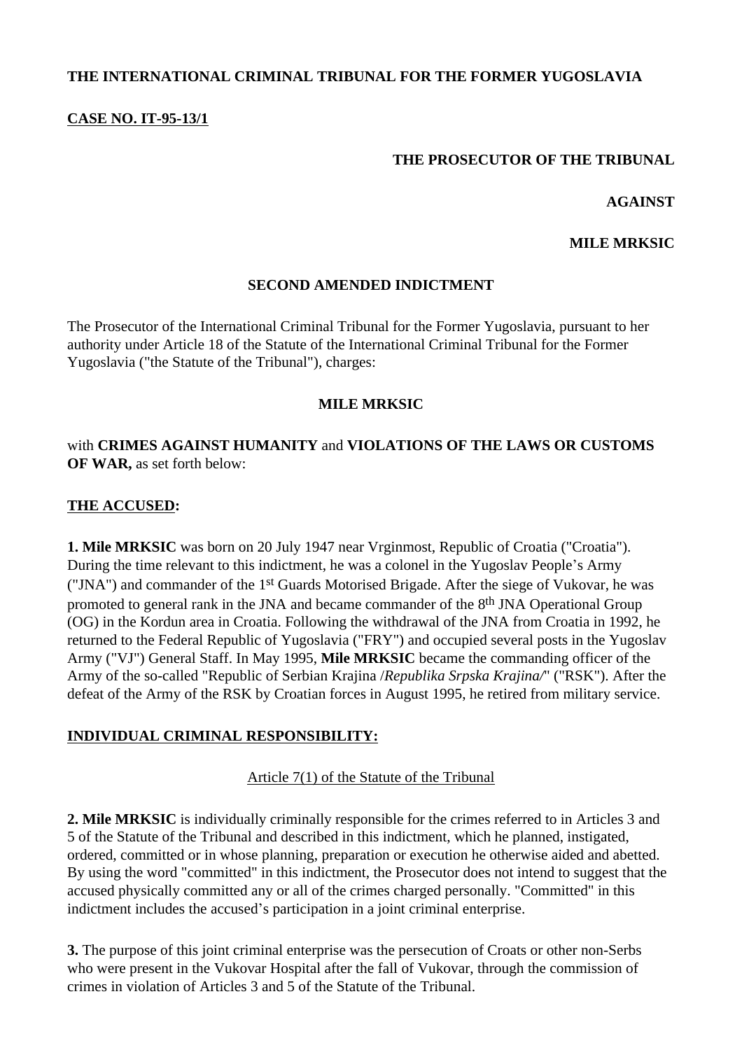**THE INTERNATIONAL CRIMINAL TRIBUNAL FOR THE FORMER YUGOSLAVIA**

**CASE NO. IT-95-13/1**

**THE PROSECUTOR OF THE TRIBUNAL**

**AGAINST**

**MILE MRKSIC**

**SECOND AMENDED INDICTMENT**

The Prosecutor of the International Criminal Tribunal for the Former Yugoslavia, pursuant to her authority under Article 18 of the Statute of the International Criminal Tribunal for the Former Yugoslavia ("the Statute of the Tribunal"), charges:

**MILE MRKSIC**

with **CRIMES AGAINST HUMANITY** and **VIOLATIONS OF THE LAWS OR CUSTOMS OF WAR,** as set forth below:

**THE ACCUSED:**

**1. Mile MRKSIC** was born on 20 July 1947 near Vrginmost, Republic of Croatia ("Croatia"). During the time relevant to this indictment, he was a colonel in the Yugoslav People's Army ("JNA") and commander of the 1st Guards Motorised Brigade. After the siege of Vukovar, he was promoted to general rank in the JNA and became commander of the 8th JNA Operational Group (OG) in the Kordun area in Croatia. Following the withdrawal of the JNA from Croatia in 1992, he returned to the Federal Republic of Yugoslavia ("FRY") and occupied several posts in the Yugoslav Army ("VJ") General Staff. In May 1995, **Mile MRKSIC** became the commanding officer of the Army of the so-called "Republic of Serbian Krajina /*Republika Srpska Krajina/*" ("RSK"). After the defeat of the Army of the RSK by Croatian forces in August 1995, he retired from military service.

**INDIVIDUAL CRIMINAL RESPONSIBILITY:**

Article 7(1) of the Statute of the Tribunal

**2. Mile MRKSIC** is individually criminally responsible for the crimes referred to in Articles 3 and 5 of the Statute of the Tribunal and described in this indictment, which he planned, instigated, ordered, committed or in whose planning, preparation or execution he otherwise aided and abetted. By using the word "committed" in this indictment, the Prosecutor does not intend to suggest that the accused physically committed any or all of the crimes charged personally. "Committed" in this indictment includes the accused's participation in a joint criminal enterprise.

**3.** The purpose of this joint criminal enterprise was the persecution of Croats or other non-Serbs who were present in the Vukovar Hospital after the fall of Vukovar, through the commission of crimes in violation of Articles 3 and 5 of the Statute of the Tribunal.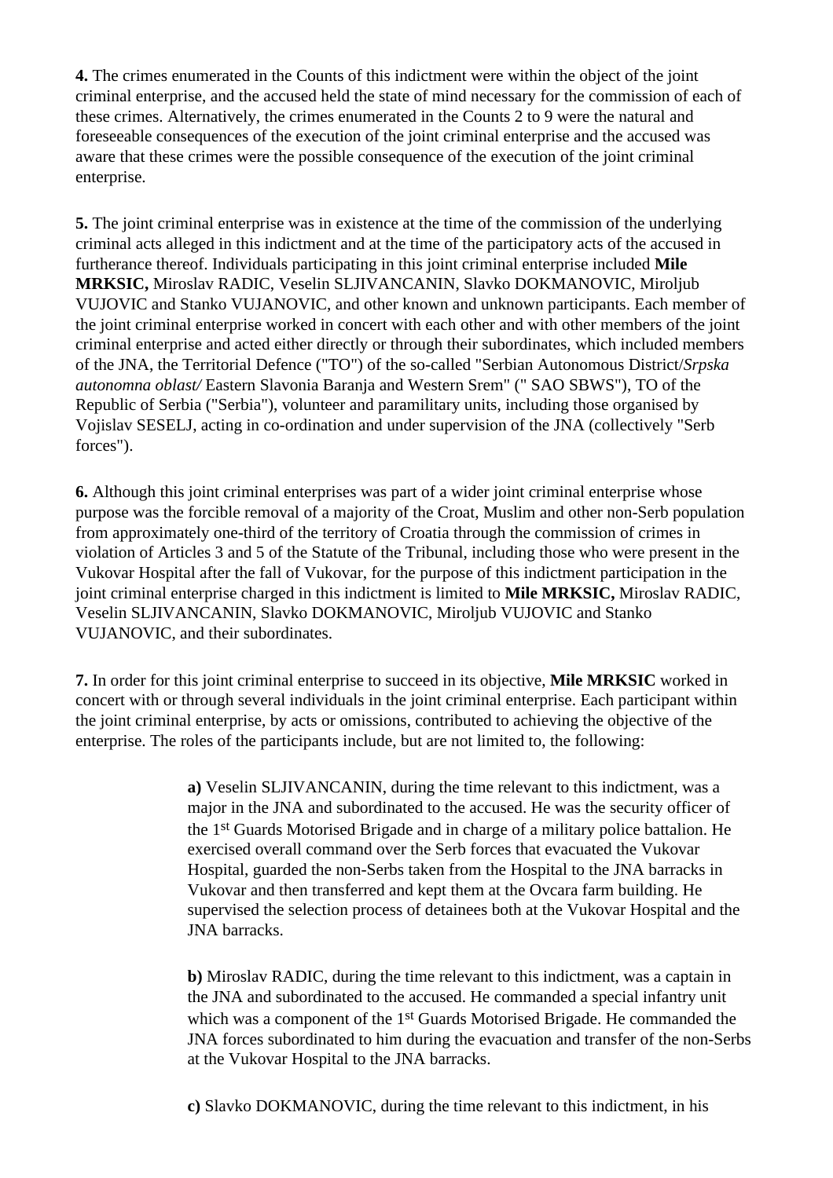**4.** The crimes enumerated in the Counts of this indictment were within the object of the joint criminal enterprise, and the accused held the state of mind necessary for the commission of each of these crimes. Alternatively, the crimes enumerated in the Counts 2 to 9 were the natural and foreseeable consequences of the execution of the joint criminal enterprise and the accused was aware that these crimes were the possible consequence of the execution of the joint criminal enterprise.

**5.** The joint criminal enterprise was in existence at the time of the commission of the underlying criminal acts alleged in this indictment and at the time of the participatory acts of the accused in furtherance thereof. Individuals participating in this joint criminal enterprise included **Mile MRKSIC,** Miroslav RADIC, Veselin SLJIVANCANIN, Slavko DOKMANOVIC, Miroljub VUJOVIC and Stanko VUJANOVIC, and other known and unknown participants. Each member of the joint criminal enterprise worked in concert with each other and with other members of the joint criminal enterprise and acted either directly or through their subordinates, which included members of the JNA, the Territorial Defence ("TO") of the so-called "Serbian Autonomous District/*Srpska autonomna oblast/* Eastern Slavonia Baranja and Western Srem" (" SAO SBWS"), TO of the Republic of Serbia ("Serbia"), volunteer and paramilitary units, including those organised by Vojislav SESELJ, acting in co-ordination and under supervision of the JNA (collectively "Serb forces").

**6.** Although this joint criminal enterprises was part of a wider joint criminal enterprise whose purpose was the forcible removal of a majority of the Croat, Muslim and other non-Serb population from approximately one-third of the territory of Croatia through the commission of crimes in violation of Articles 3 and 5 of the Statute of the Tribunal, including those who were present in the Vukovar Hospital after the fall of Vukovar, for the purpose of this indictment participation in the joint criminal enterprise charged in this indictment is limited to **Mile MRKSIC,** Miroslav RADIC, Veselin SLJIVANCANIN, Slavko DOKMANOVIC, Miroljub VUJOVIC and Stanko VUJANOVIC, and their subordinates.

**7.** In order for this joint criminal enterprise to succeed in its objective, **Mile MRKSIC** worked in concert with or through several individuals in the joint criminal enterprise. Each participant within the joint criminal enterprise, by acts or omissions, contributed to achieving the objective of the enterprise. The roles of the participants include, but are not limited to, the following:

> **a)** Veselin SLJIVANCANIN, during the time relevant to this indictment, was a major in the JNA and subordinated to the accused. He was the security officer of the 1st Guards Motorised Brigade and in charge of a military police battalion. He exercised overall command over the Serb forces that evacuated the Vukovar Hospital, guarded the non-Serbs taken from the Hospital to the JNA barracks in Vukovar and then transferred and kept them at the Ovcara farm building. He supervised the selection process of detainees both at the Vukovar Hospital and the JNA barracks.
>
> **b)** Miroslav RADIC, during the time relevant to this indictment, was a captain in the JNA and subordinated to the accused. He commanded a special infantry unit which was a component of the 1st Guards Motorised Brigade. He commanded the JNA forces subordinated to him during the evacuation and transfer of the non-Serbs at the Vukovar Hospital to the JNA barracks.
>
> **c)** Slavko DOKMANOVIC, during the time relevant to this indictment, in his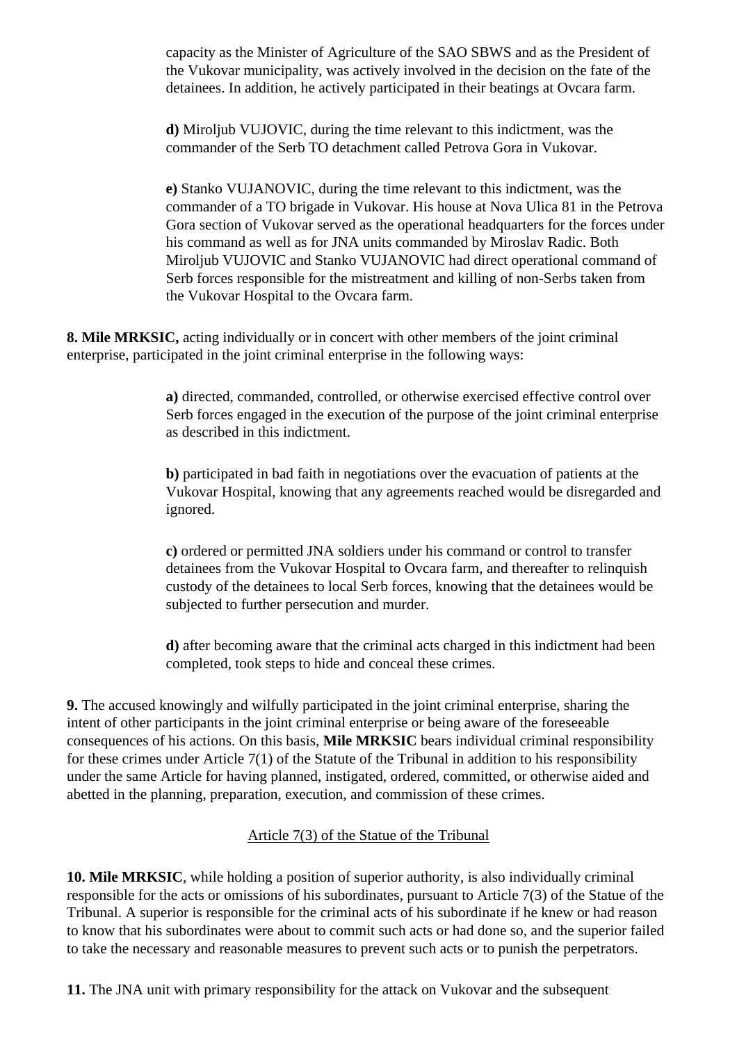capacity as the Minister of Agriculture of the SAO SBWS and as the President of the Vukovar municipality, was actively involved in the decision on the fate of the detainees. In addition, he actively participated in their beatings at Ovcara farm.

**d)** Miroljub VUJOVIC, during the time relevant to this indictment, was the commander of the Serb TO detachment called Petrova Gora in Vukovar.

**e)** Stanko VUJANOVIC, during the time relevant to this indictment, was the commander of a TO brigade in Vukovar. His house at Nova Ulica 81 in the Petrova Gora section of Vukovar served as the operational headquarters for the forces under his command as well as for JNA units commanded by Miroslav Radic. Both Miroljub VUJOVIC and Stanko VUJANOVIC had direct operational command of Serb forces responsible for the mistreatment and killing of non-Serbs taken from the Vukovar Hospital to the Ovcara farm.

**8. Mile MRKSIC,** acting individually or in concert with other members of the joint criminal enterprise, participated in the joint criminal enterprise in the following ways:

**a)** directed, commanded, controlled, or otherwise exercised effective control over Serb forces engaged in the execution of the purpose of the joint criminal enterprise as described in this indictment.

**b)** participated in bad faith in negotiations over the evacuation of patients at the Vukovar Hospital, knowing that any agreements reached would be disregarded and ignored.

**c)** ordered or permitted JNA soldiers under his command or control to transfer detainees from the Vukovar Hospital to Ovcara farm, and thereafter to relinquish custody of the detainees to local Serb forces, knowing that the detainees would be subjected to further persecution and murder.

**d)** after becoming aware that the criminal acts charged in this indictment had been completed, took steps to hide and conceal these crimes.

**9.** The accused knowingly and wilfully participated in the joint criminal enterprise, sharing the intent of other participants in the joint criminal enterprise or being aware of the foreseeable consequences of his actions. On this basis, **Mile MRKSIC** bears individual criminal responsibility for these crimes under Article 7(1) of the Statute of the Tribunal in addition to his responsibility under the same Article for having planned, instigated, ordered, committed, or otherwise aided and abetted in the planning, preparation, execution, and commission of these crimes.

<u>Article 7(3) of the Statue of the Tribunal</u>

**10. Mile MRKSIC**, while holding a position of superior authority, is also individually criminal responsible for the acts or omissions of his subordinates, pursuant to Article 7(3) of the Statue of the Tribunal. A superior is responsible for the criminal acts of his subordinate if he knew or had reason to know that his subordinates were about to commit such acts or had done so, and the superior failed to take the necessary and reasonable measures to prevent such acts or to punish the perpetrators.

**11.** The JNA unit with primary responsibility for the attack on Vukovar and the subsequent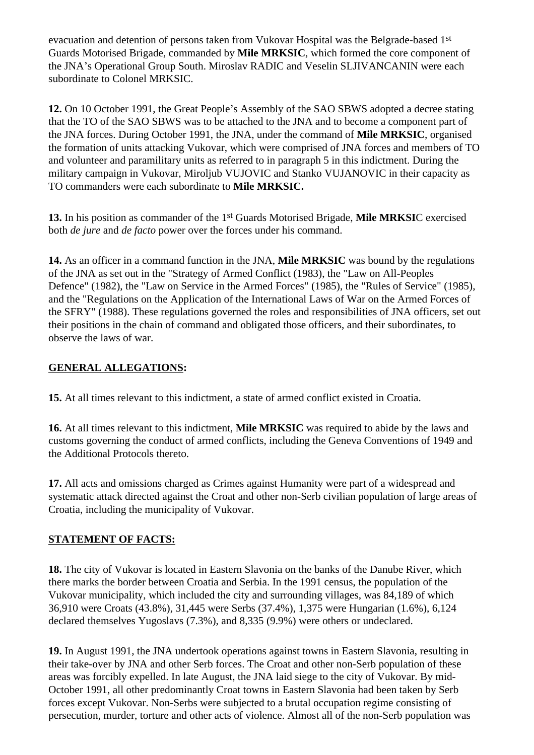evacuation and detention of persons taken from Vukovar Hospital was the Belgrade-based 1st Guards Motorised Brigade, commanded by **Mile MRKSIC**, which formed the core component of the JNA's Operational Group South. Miroslav RADIC and Veselin SLJIVANCANIN were each subordinate to Colonel MRKSIC.

**12.** On 10 October 1991, the Great People's Assembly of the SAO SBWS adopted a decree stating that the TO of the SAO SBWS was to be attached to the JNA and to become a component part of the JNA forces. During October 1991, the JNA, under the command of **Mile MRKSIC**, organised the formation of units attacking Vukovar, which were comprised of JNA forces and members of TO and volunteer and paramilitary units as referred to in paragraph 5 in this indictment. During the military campaign in Vukovar, Miroljub VUJOVIC and Stanko VUJANOVIC in their capacity as TO commanders were each subordinate to **Mile MRKSIC.**

**13.** In his position as commander of the 1st Guards Motorised Brigade, **Mile MRKSIC** exercised both *de jure* and *de facto* power over the forces under his command.

**14.** As an officer in a command function in the JNA, **Mile MRKSIC** was bound by the regulations of the JNA as set out in the "Strategy of Armed Conflict (1983), the "Law on All-Peoples Defence" (1982), the "Law on Service in the Armed Forces" (1985), the "Rules of Service" (1985), and the "Regulations on the Application of the International Laws of War on the Armed Forces of the SFRY" (1988). These regulations governed the roles and responsibilities of JNA officers, set out their positions in the chain of command and obligated those officers, and their subordinates, to observe the laws of war.

## GENERAL ALLEGATIONS:

**15.** At all times relevant to this indictment, a state of armed conflict existed in Croatia.

**16.** At all times relevant to this indictment, **Mile MRKSIC** was required to abide by the laws and customs governing the conduct of armed conflicts, including the Geneva Conventions of 1949 and the Additional Protocols thereto.

**17.** All acts and omissions charged as Crimes against Humanity were part of a widespread and systematic attack directed against the Croat and other non-Serb civilian population of large areas of Croatia, including the municipality of Vukovar.

## STATEMENT OF FACTS:

**18.** The city of Vukovar is located in Eastern Slavonia on the banks of the Danube River, which there marks the border between Croatia and Serbia. In the 1991 census, the population of the Vukovar municipality, which included the city and surrounding villages, was 84,189 of which 36,910 were Croats (43.8%), 31,445 were Serbs (37.4%), 1,375 were Hungarian (1.6%), 6,124 declared themselves Yugoslavs (7.3%), and 8,335 (9.9%) were others or undeclared.

**19.** In August 1991, the JNA undertook operations against towns in Eastern Slavonia, resulting in their take-over by JNA and other Serb forces. The Croat and other non-Serb population of these areas was forcibly expelled. In late August, the JNA laid siege to the city of Vukovar. By mid-October 1991, all other predominantly Croat towns in Eastern Slavonia had been taken by Serb forces except Vukovar. Non-Serbs were subjected to a brutal occupation regime consisting of persecution, murder, torture and other acts of violence. Almost all of the non-Serb population was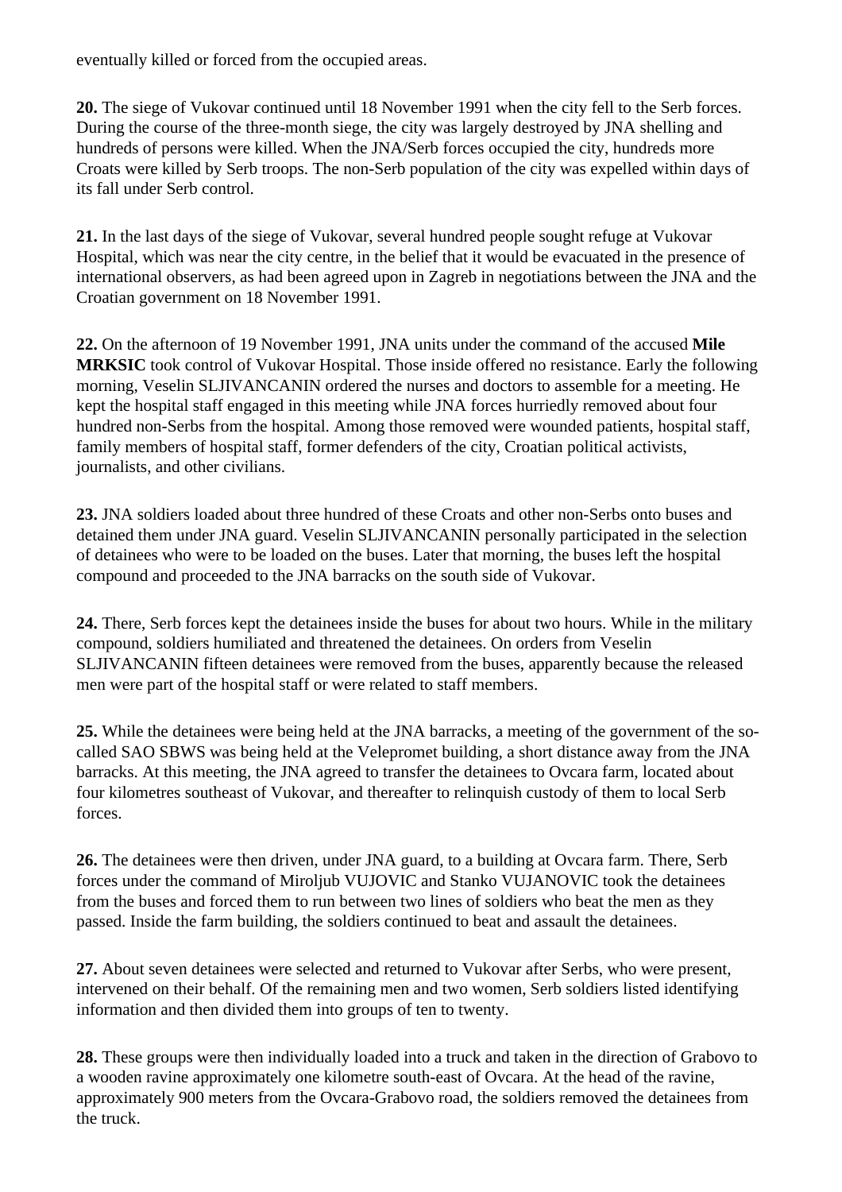eventually killed or forced from the occupied areas.

**20.** The siege of Vukovar continued until 18 November 1991 when the city fell to the Serb forces. During the course of the three-month siege, the city was largely destroyed by JNA shelling and hundreds of persons were killed. When the JNA/Serb forces occupied the city, hundreds more Croats were killed by Serb troops. The non-Serb population of the city was expelled within days of its fall under Serb control.

**21.** In the last days of the siege of Vukovar, several hundred people sought refuge at Vukovar Hospital, which was near the city centre, in the belief that it would be evacuated in the presence of international observers, as had been agreed upon in Zagreb in negotiations between the JNA and the Croatian government on 18 November 1991.

**22.** On the afternoon of 19 November 1991, JNA units under the command of the accused **Mile MRKSIC** took control of Vukovar Hospital. Those inside offered no resistance. Early the following morning, Veselin SLJIVANCANIN ordered the nurses and doctors to assemble for a meeting. He kept the hospital staff engaged in this meeting while JNA forces hurriedly removed about four hundred non-Serbs from the hospital. Among those removed were wounded patients, hospital staff, family members of hospital staff, former defenders of the city, Croatian political activists, journalists, and other civilians.

**23.** JNA soldiers loaded about three hundred of these Croats and other non-Serbs onto buses and detained them under JNA guard. Veselin SLJIVANCANIN personally participated in the selection of detainees who were to be loaded on the buses. Later that morning, the buses left the hospital compound and proceeded to the JNA barracks on the south side of Vukovar.

**24.** There, Serb forces kept the detainees inside the buses for about two hours. While in the military compound, soldiers humiliated and threatened the detainees. On orders from Veselin SLJIVANCANIN fifteen detainees were removed from the buses, apparently because the released men were part of the hospital staff or were related to staff members.

**25.** While the detainees were being held at the JNA barracks, a meeting of the government of the so-called SAO SBWS was being held at the Velepromet building, a short distance away from the JNA barracks. At this meeting, the JNA agreed to transfer the detainees to Ovcara farm, located about four kilometres southeast of Vukovar, and thereafter to relinquish custody of them to local Serb forces.

**26.** The detainees were then driven, under JNA guard, to a building at Ovcara farm. There, Serb forces under the command of Miroljub VUJOVIC and Stanko VUJANOVIC took the detainees from the buses and forced them to run between two lines of soldiers who beat the men as they passed. Inside the farm building, the soldiers continued to beat and assault the detainees.

**27.** About seven detainees were selected and returned to Vukovar after Serbs, who were present, intervened on their behalf. Of the remaining men and two women, Serb soldiers listed identifying information and then divided them into groups of ten to twenty.

**28.** These groups were then individually loaded into a truck and taken in the direction of Grabovo to a wooden ravine approximately one kilometre south-east of Ovcara. At the head of the ravine, approximately 900 meters from the Ovcara-Grabovo road, the soldiers removed the detainees from the truck.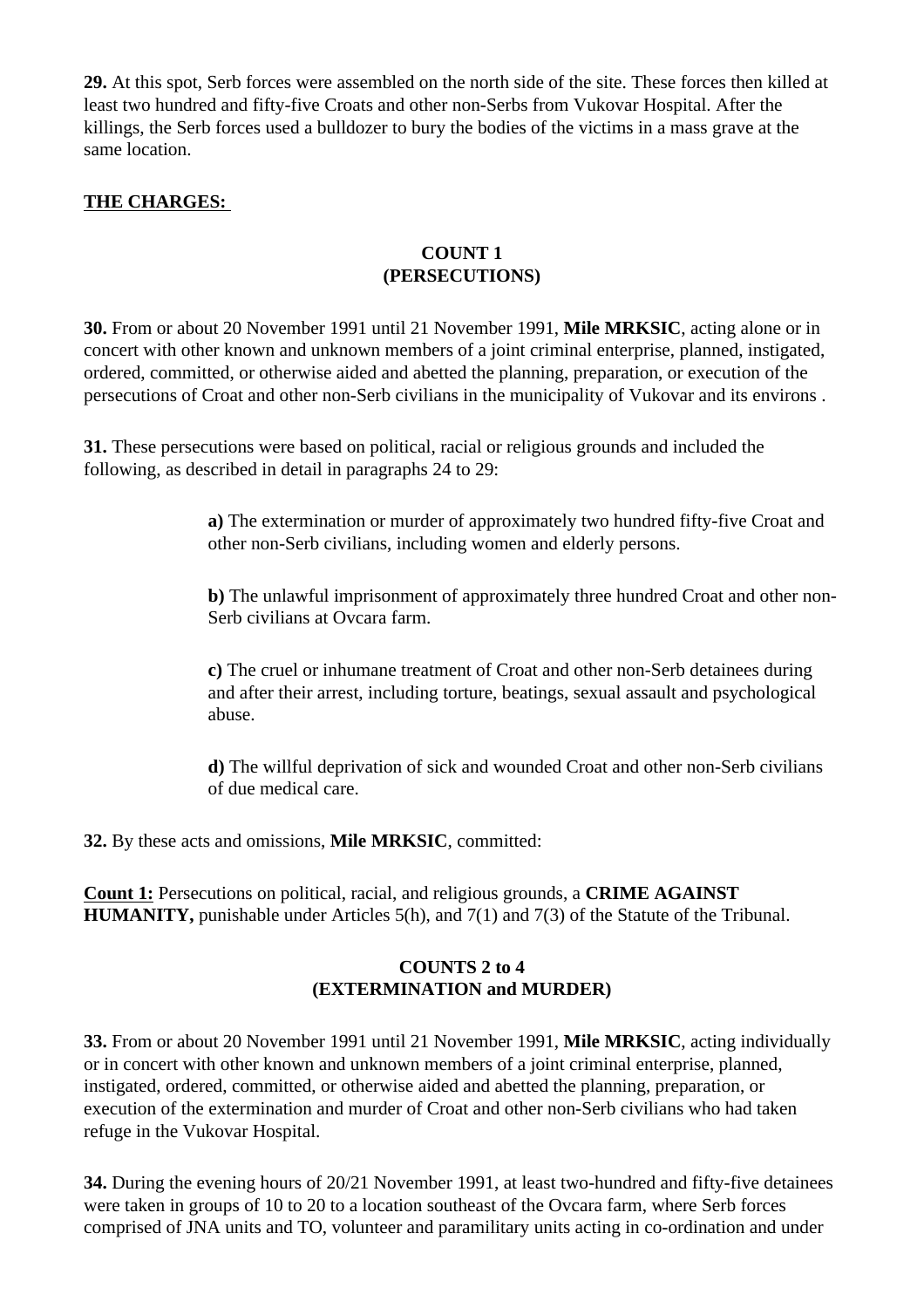**29.** At this spot, Serb forces were assembled on the north side of the site. These forces then killed at least two hundred and fifty-five Croats and other non-Serbs from Vukovar Hospital. After the killings, the Serb forces used a bulldozer to bury the bodies of the victims in a mass grave at the same location.

**THE CHARGES:**

**COUNT 1**
**(PERSECUTIONS)**

**30.** From or about 20 November 1991 until 21 November 1991, **Mile MRKSIC**, acting alone or in concert with other known and unknown members of a joint criminal enterprise, planned, instigated, ordered, committed, or otherwise aided and abetted the planning, preparation, or execution of the persecutions of Croat and other non-Serb civilians in the municipality of Vukovar and its environs .

**31.** These persecutions were based on political, racial or religious grounds and included the following, as described in detail in paragraphs 24 to 29:

> **a)** The extermination or murder of approximately two hundred fifty-five Croat and other non-Serb civilians, including women and elderly persons.
>
> **b)** The unlawful imprisonment of approximately three hundred Croat and other non-Serb civilians at Ovcara farm.
>
> **c)** The cruel or inhumane treatment of Croat and other non-Serb detainees during and after their arrest, including torture, beatings, sexual assault and psychological abuse.
>
> **d)** The willful deprivation of sick and wounded Croat and other non-Serb civilians of due medical care.

**32.** By these acts and omissions, **Mile MRKSIC**, committed:

**Count 1:** Persecutions on political, racial, and religious grounds, a **CRIME AGAINST HUMANITY,** punishable under Articles 5(h), and 7(1) and 7(3) of the Statute of the Tribunal.

**COUNTS 2 to 4**
**(EXTERMINATION and MURDER)**

**33.** From or about 20 November 1991 until 21 November 1991, **Mile MRKSIC**, acting individually or in concert with other known and unknown members of a joint criminal enterprise, planned, instigated, ordered, committed, or otherwise aided and abetted the planning, preparation, or execution of the extermination and murder of Croat and other non-Serb civilians who had taken refuge in the Vukovar Hospital.

**34.** During the evening hours of 20/21 November 1991, at least two-hundred and fifty-five detainees were taken in groups of 10 to 20 to a location southeast of the Ovcara farm, where Serb forces comprised of JNA units and TO, volunteer and paramilitary units acting in co-ordination and under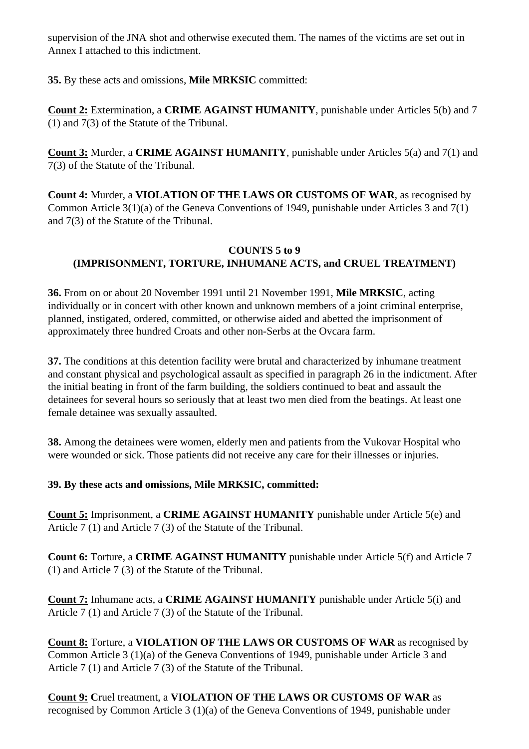supervision of the JNA shot and otherwise executed them. The names of the victims are set out in Annex I attached to this indictment.

**35.** By these acts and omissions, **Mile MRKSIC** committed:

**Count 2:** Extermination, a **CRIME AGAINST HUMANITY**, punishable under Articles 5(b) and 7 (1) and 7(3) of the Statute of the Tribunal.

**Count 3:** Murder, a **CRIME AGAINST HUMANITY**, punishable under Articles 5(a) and 7(1) and 7(3) of the Statute of the Tribunal.

**Count 4:** Murder, a **VIOLATION OF THE LAWS OR CUSTOMS OF WAR**, as recognised by Common Article 3(1)(a) of the Geneva Conventions of 1949, punishable under Articles 3 and 7(1) and 7(3) of the Statute of the Tribunal.

**COUNTS 5 to 9**
**(IMPRISONMENT, TORTURE, INHUMANE ACTS, and CRUEL TREATMENT)**

**36.** From on or about 20 November 1991 until 21 November 1991, **Mile MRKSIC**, acting individually or in concert with other known and unknown members of a joint criminal enterprise, planned, instigated, ordered, committed, or otherwise aided and abetted the imprisonment of approximately three hundred Croats and other non-Serbs at the Ovcara farm.

**37.** The conditions at this detention facility were brutal and characterized by inhumane treatment and constant physical and psychological assault as specified in paragraph 26 in the indictment. After the initial beating in front of the farm building, the soldiers continued to beat and assault the detainees for several hours so seriously that at least two men died from the beatings. At least one female detainee was sexually assaulted.

**38.** Among the detainees were women, elderly men and patients from the Vukovar Hospital who were wounded or sick. Those patients did not receive any care for their illnesses or injuries.

**39. By these acts and omissions, Mile MRKSIC, committed:**

**Count 5:** Imprisonment, a **CRIME AGAINST HUMANITY** punishable under Article 5(e) and Article 7 (1) and Article 7 (3) of the Statute of the Tribunal.

**Count 6:** Torture, a **CRIME AGAINST HUMANITY** punishable under Article 5(f) and Article 7 (1) and Article 7 (3) of the Statute of the Tribunal.

**Count 7:** Inhumane acts, a **CRIME AGAINST HUMANITY** punishable under Article 5(i) and Article 7 (1) and Article 7 (3) of the Statute of the Tribunal.

**Count 8:** Torture, a **VIOLATION OF THE LAWS OR CUSTOMS OF WAR** as recognised by Common Article 3 (1)(a) of the Geneva Conventions of 1949, punishable under Article 3 and Article 7 (1) and Article 7 (3) of the Statute of the Tribunal.

**Count 9: C**ruel treatment, a **VIOLATION OF THE LAWS OR CUSTOMS OF WAR** as recognised by Common Article 3 (1)(a) of the Geneva Conventions of 1949, punishable under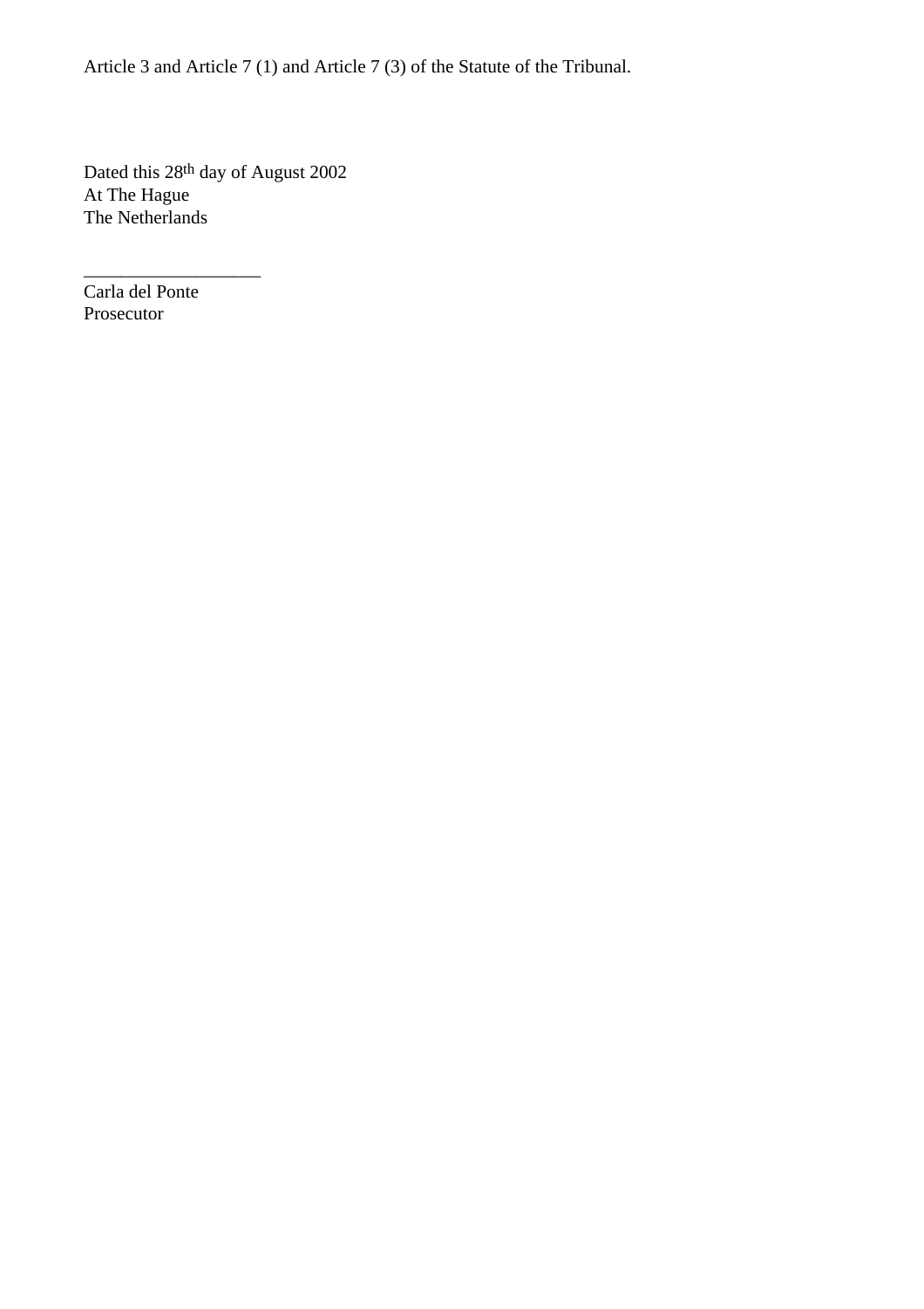Article 3 and Article 7 (1) and Article 7 (3) of the Statute of the Tribunal.

Dated this 28th day of August 2002
At The Hague
The Netherlands

___________________
Carla del Ponte
Prosecutor